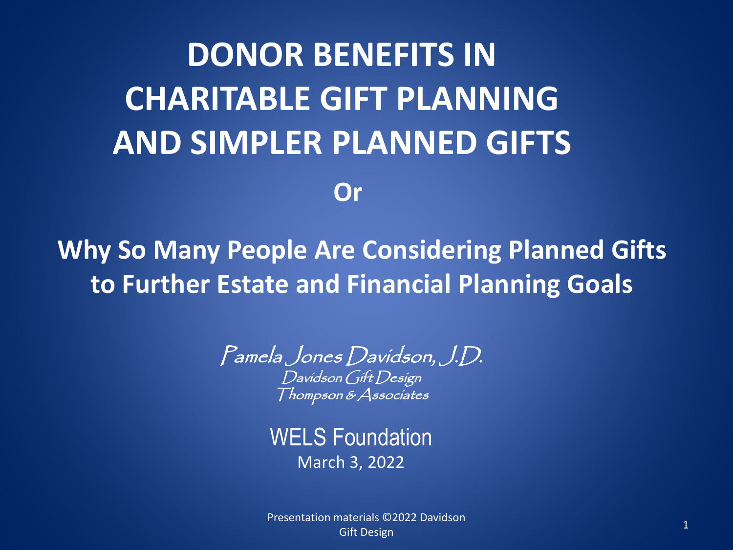# DONOR BENEFITS IN CHARITABLE GIFT PLANNING AND SIMPLER PLANNED GIFTS

**Or**

## Why So Many People Are Considering Planned Gifts to Further Estate and Financial Planning Goals

*Pamela Jones Davidson, J.D.*
*Davidson Gift Design*
*Thompson & Associates*

WELS Foundation
March 3, 2022

Presentation materials ©2022 Davidson Gift Design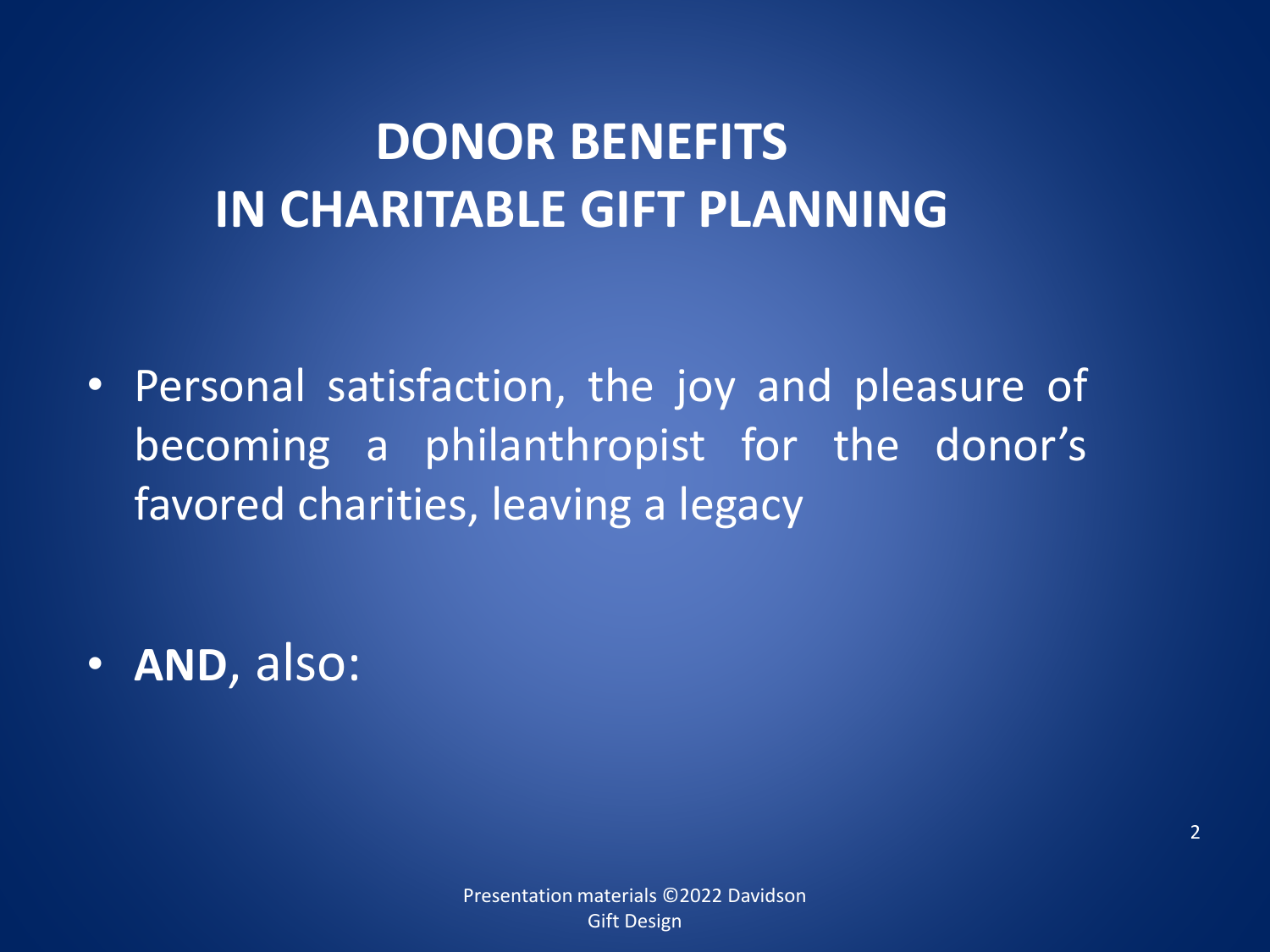# DONOR BENEFITS IN CHARITABLE GIFT PLANNING

- Personal satisfaction, the joy and pleasure of becoming a philanthropist for the donor's favored charities, leaving a legacy

- **AND**, also:

Presentation materials ©2022 Davidson Gift Design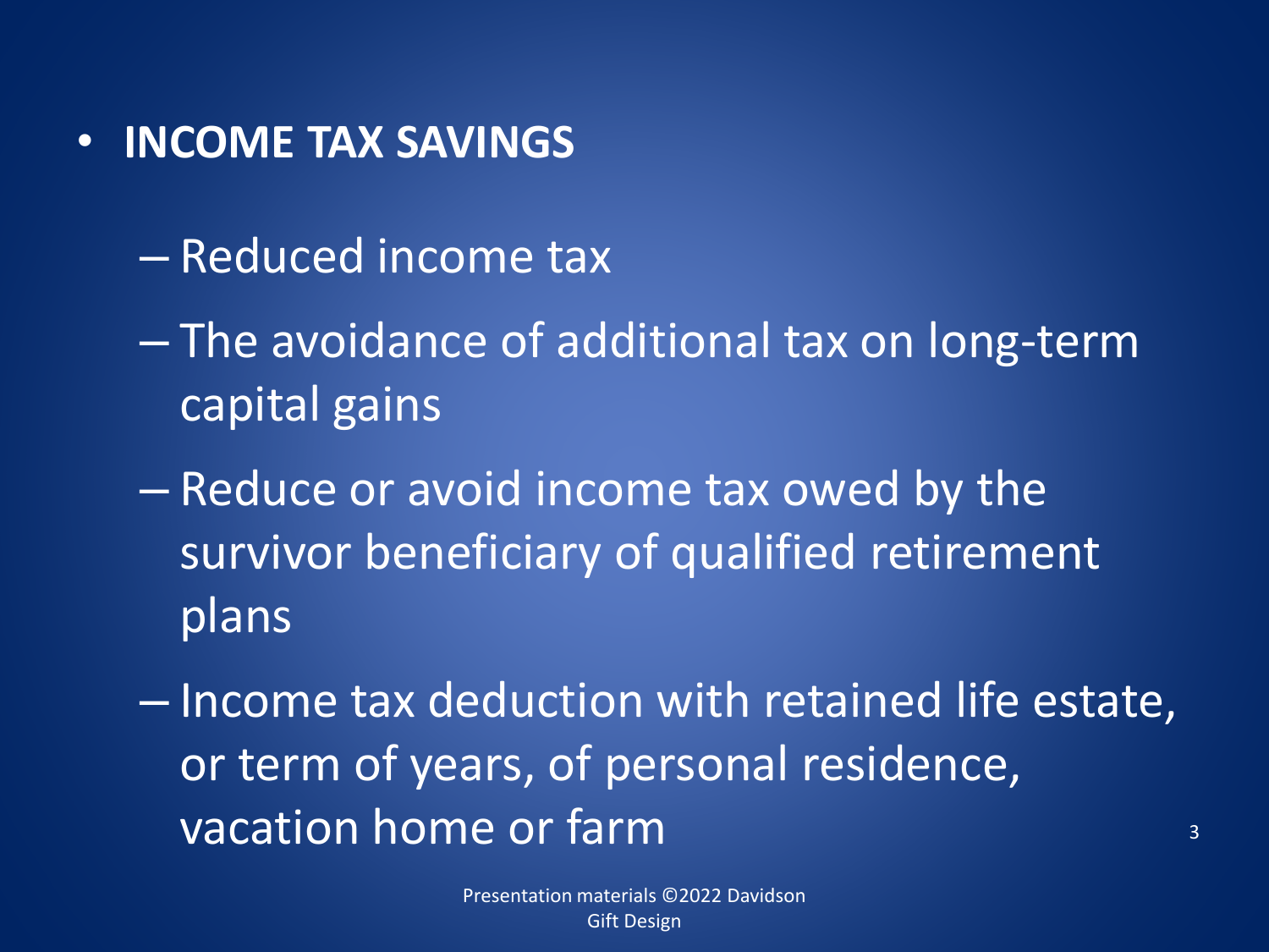- **INCOME TAX SAVINGS**
  - Reduced income tax
  - The avoidance of additional tax on long-term capital gains
  - Reduce or avoid income tax owed by the survivor beneficiary of qualified retirement plans
  - Income tax deduction with retained life estate, or term of years, of personal residence, vacation home or farm

Presentation materials ©2022 Davidson Gift Design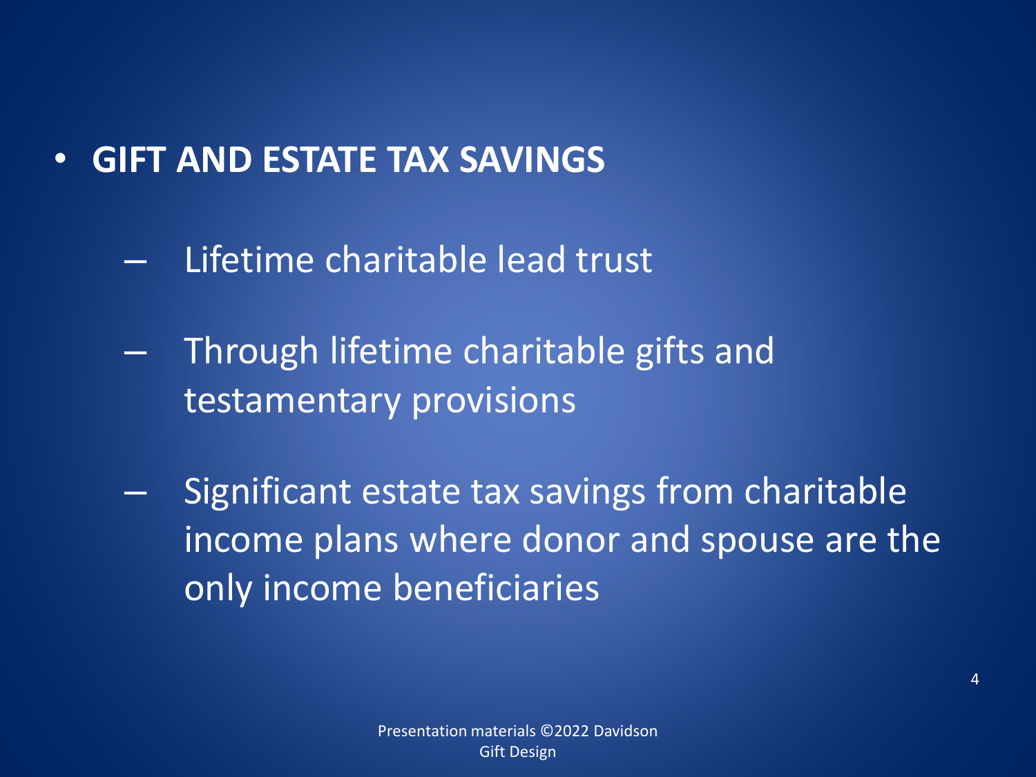- **GIFT AND ESTATE TAX SAVINGS**
  - Lifetime charitable lead trust
  - Through lifetime charitable gifts and testamentary provisions
  - Significant estate tax savings from charitable income plans where donor and spouse are the only income beneficiaries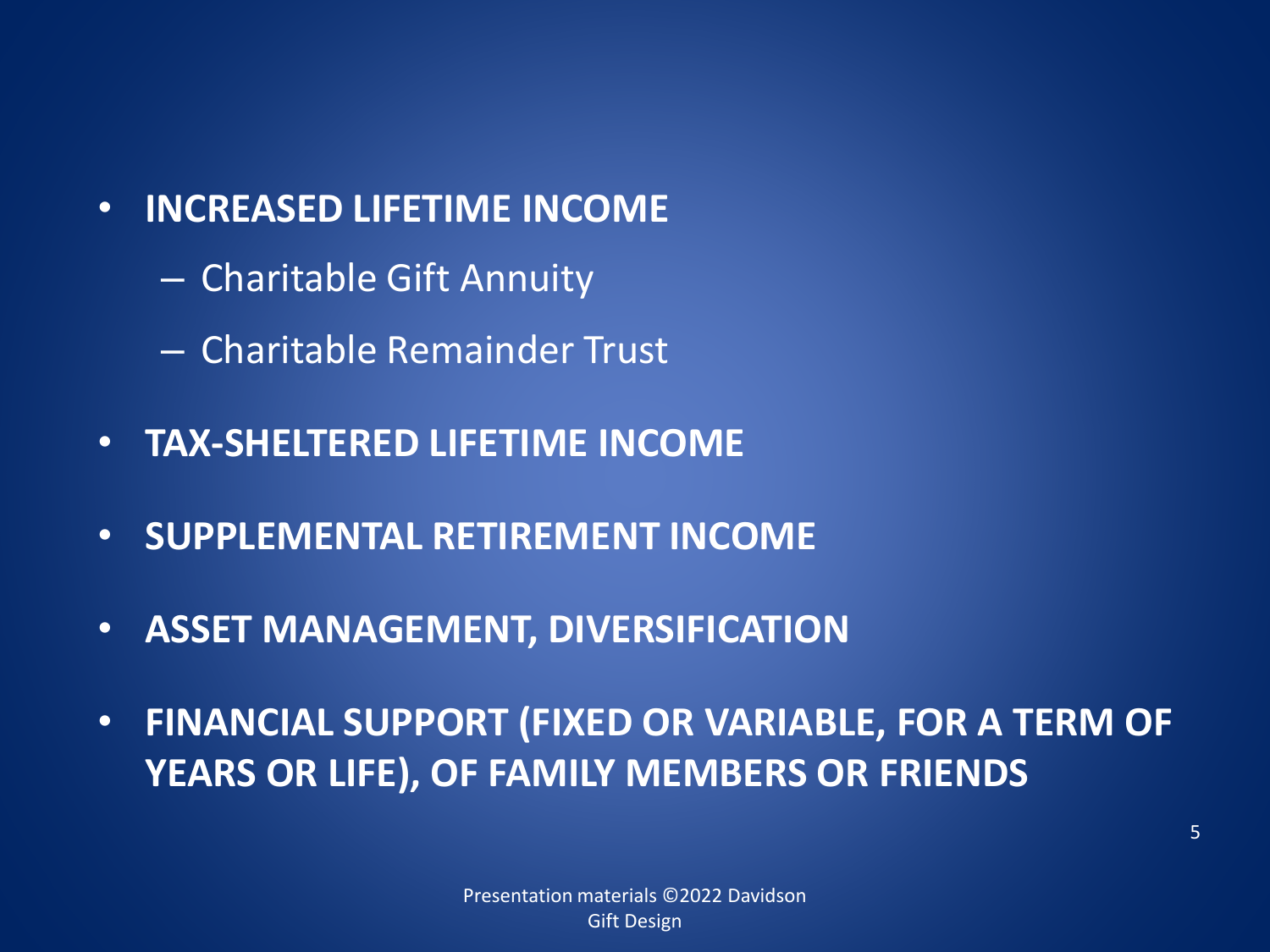- **INCREASED LIFETIME INCOME**
  - Charitable Gift Annuity
  - Charitable Remainder Trust
- **TAX-SHELTERED LIFETIME INCOME**
- **SUPPLEMENTAL RETIREMENT INCOME**
- **ASSET MANAGEMENT, DIVERSIFICATION**
- **FINANCIAL SUPPORT (FIXED OR VARIABLE, FOR A TERM OF YEARS OR LIFE), OF FAMILY MEMBERS OR FRIENDS**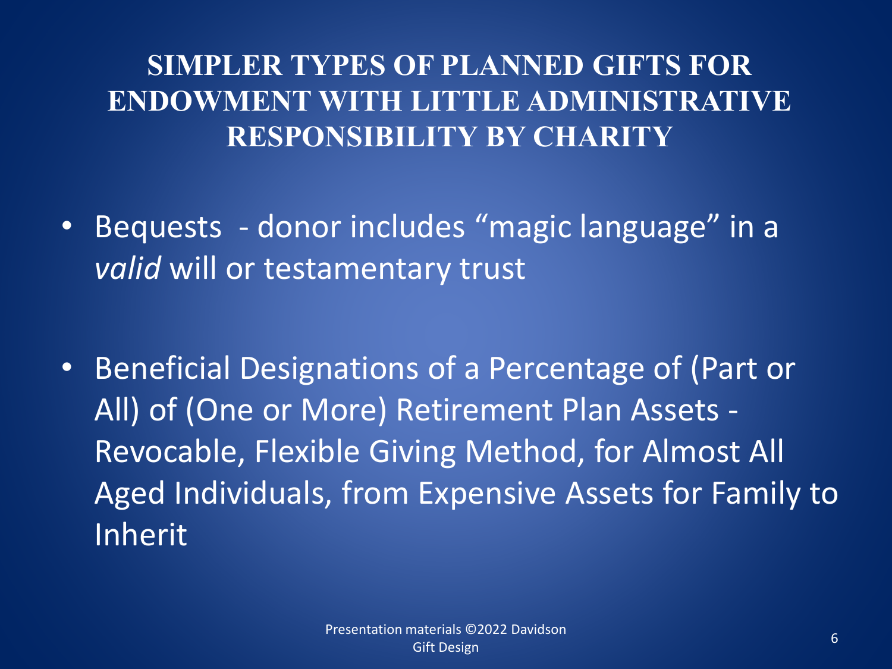# SIMPLER TYPES OF PLANNED GIFTS FOR ENDOWMENT WITH LITTLE ADMINISTRATIVE RESPONSIBILITY BY CHARITY

- Bequests - donor includes "magic language" in a *valid* will or testamentary trust

- Beneficial Designations of a Percentage of (Part or All) of (One or More) Retirement Plan Assets - Revocable, Flexible Giving Method, for Almost All Aged Individuals, from Expensive Assets for Family to Inherit

Presentation materials ©2022 Davidson Gift Design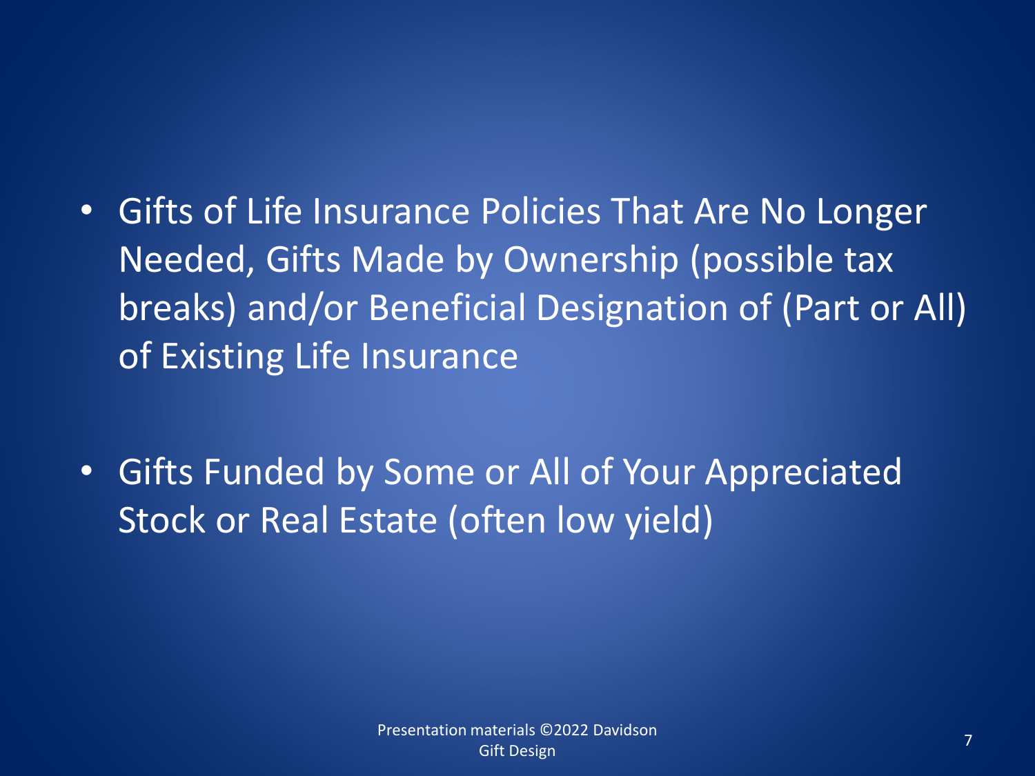- Gifts of Life Insurance Policies That Are No Longer Needed, Gifts Made by Ownership (possible tax breaks) and/or Beneficial Designation of (Part or All) of Existing Life Insurance

- Gifts Funded by Some or All of Your Appreciated Stock or Real Estate (often low yield)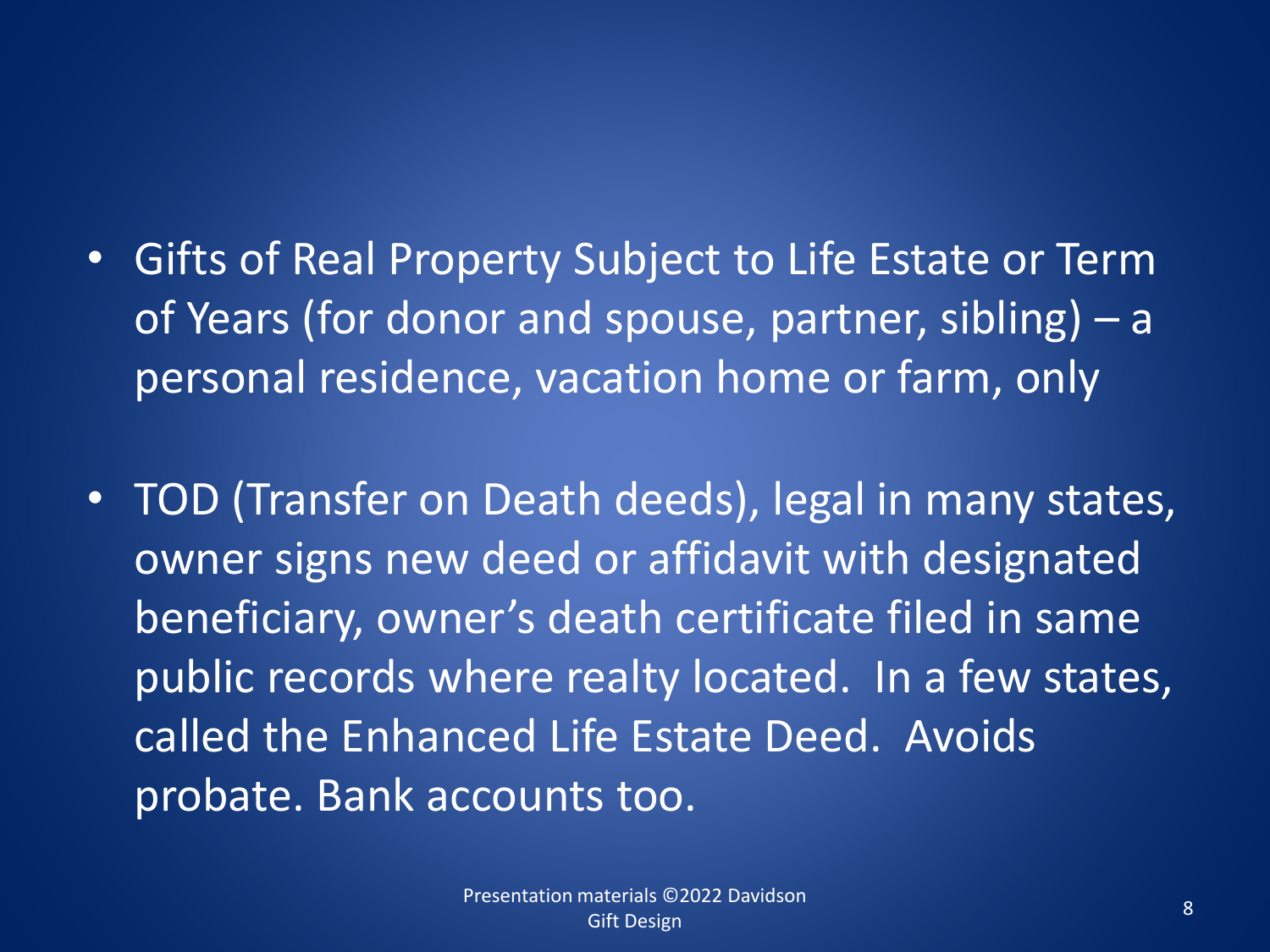- Gifts of Real Property Subject to Life Estate or Term of Years (for donor and spouse, partner, sibling) – a personal residence, vacation home or farm, only
- TOD (Transfer on Death deeds), legal in many states, owner signs new deed or affidavit with designated beneficiary, owner's death certificate filed in same public records where realty located. In a few states, called the Enhanced Life Estate Deed. Avoids probate. Bank accounts too.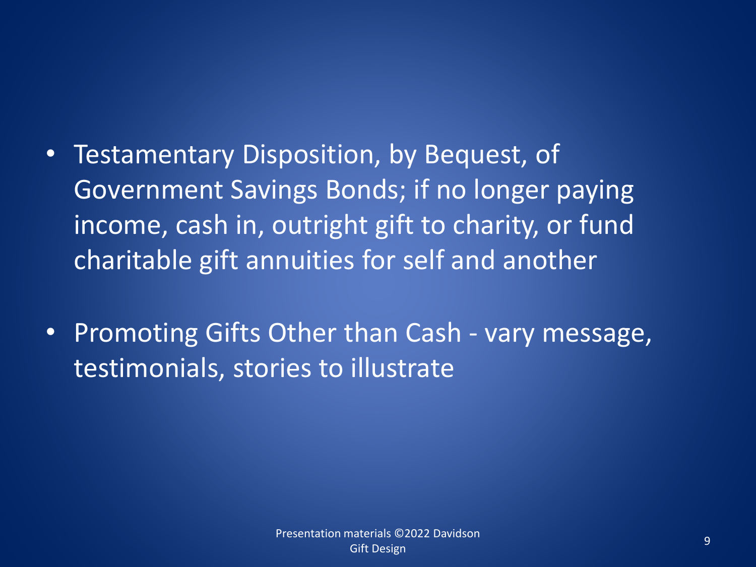- Testamentary Disposition, by Bequest, of Government Savings Bonds; if no longer paying income, cash in, outright gift to charity, or fund charitable gift annuities for self and another

- Promoting Gifts Other than Cash - vary message, testimonials, stories to illustrate

Presentation materials ©2022 Davidson Gift Design